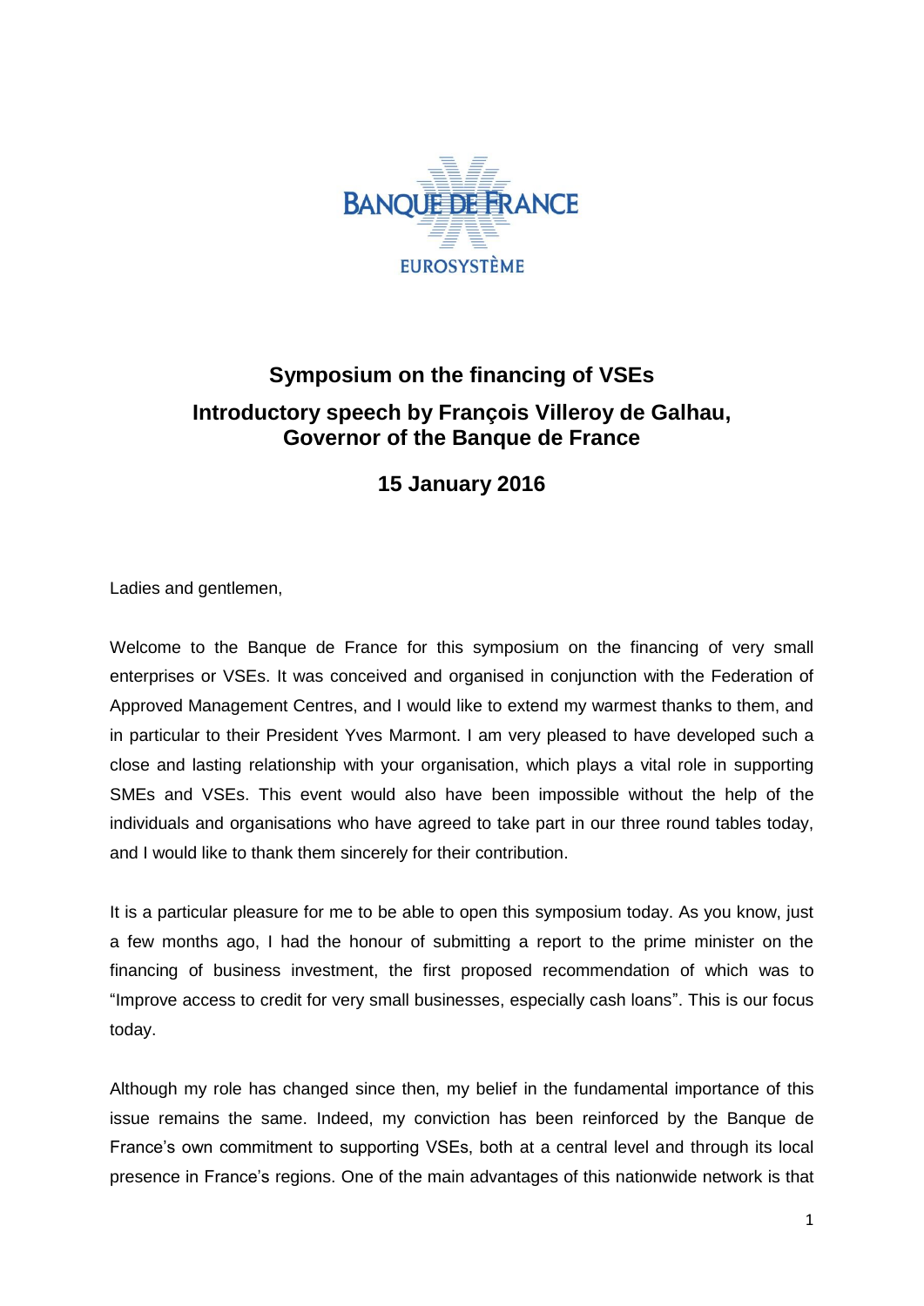# Symposium on the financing of VSEs

## Introductory speech by François Villeroy de Galhau, Governor of the Banque de France

### 15 January 2016

Ladies and gentlemen,

Welcome to the Banque de France for this symposium on the financing of very small enterprises or VSEs. It was conceived and organised in conjunction with the Federation of Approved Management Centres, and I would like to extend my warmest thanks to them, and in particular to their President Yves Marmont. I am very pleased to have developed such a close and lasting relationship with your organisation, which plays a vital role in supporting SMEs and VSEs. This event would also have been impossible without the help of the individuals and organisations who have agreed to take part in our three round tables today, and I would like to thank them sincerely for their contribution.

It is a particular pleasure for me to be able to open this symposium today. As you know, just a few months ago, I had the honour of submitting a report to the prime minister on the financing of business investment, the first proposed recommendation of which was to "Improve access to credit for very small businesses, especially cash loans". This is our focus today.

Although my role has changed since then, my belief in the fundamental importance of this issue remains the same. Indeed, my conviction has been reinforced by the Banque de France's own commitment to supporting VSEs, both at a central level and through its local presence in France's regions. One of the main advantages of this nationwide network is that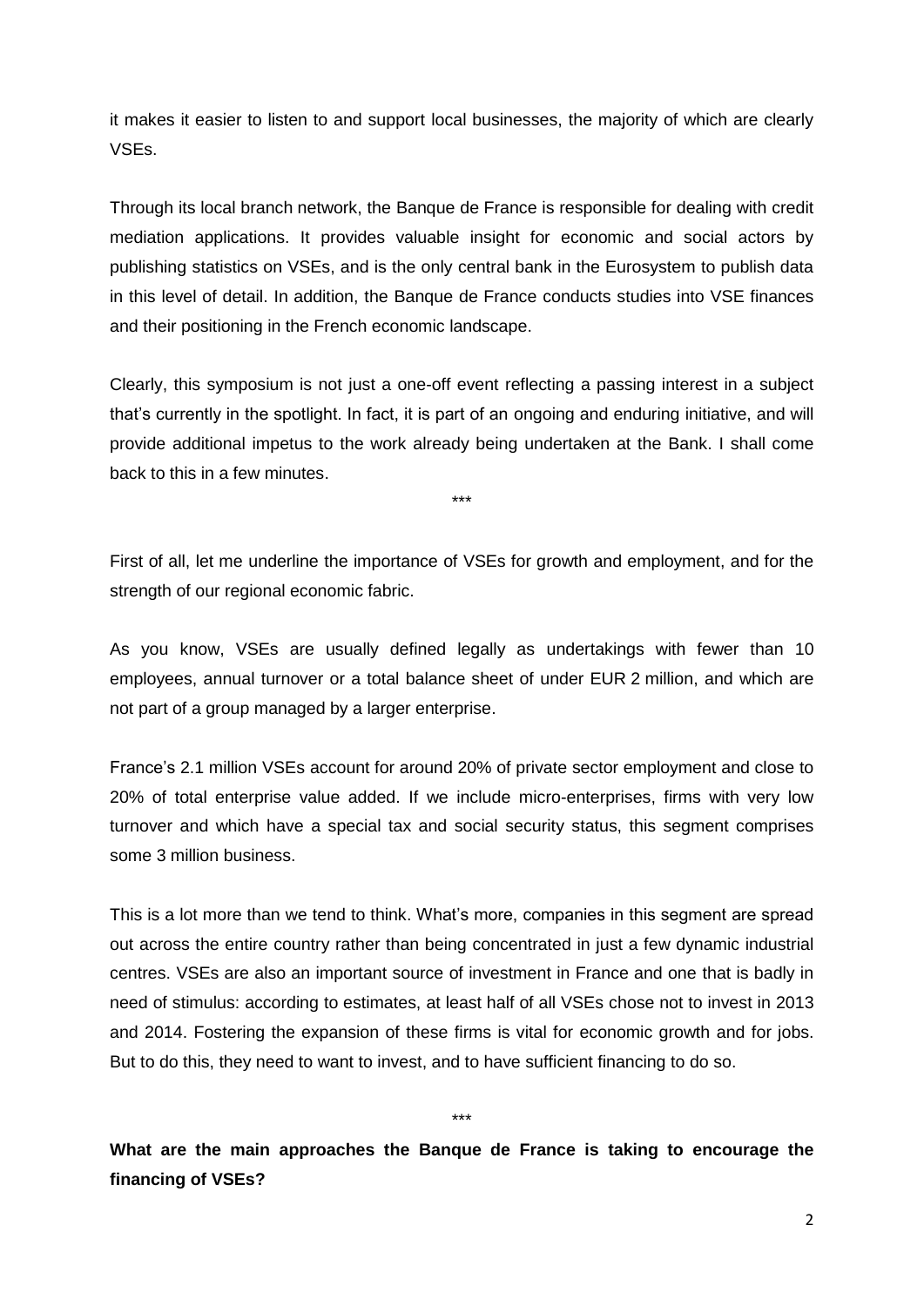it makes it easier to listen to and support local businesses, the majority of which are clearly VSEs.

Through its local branch network, the Banque de France is responsible for dealing with credit mediation applications. It provides valuable insight for economic and social actors by publishing statistics on VSEs, and is the only central bank in the Eurosystem to publish data in this level of detail. In addition, the Banque de France conducts studies into VSE finances and their positioning in the French economic landscape.

Clearly, this symposium is not just a one-off event reflecting a passing interest in a subject that's currently in the spotlight. In fact, it is part of an ongoing and enduring initiative, and will provide additional impetus to the work already being undertaken at the Bank. I shall come back to this in a few minutes.

\*\*\*

First of all, let me underline the importance of VSEs for growth and employment, and for the strength of our regional economic fabric.

As you know, VSEs are usually defined legally as undertakings with fewer than 10 employees, annual turnover or a total balance sheet of under EUR 2 million, and which are not part of a group managed by a larger enterprise.

France's 2.1 million VSEs account for around 20% of private sector employment and close to 20% of total enterprise value added. If we include micro-enterprises, firms with very low turnover and which have a special tax and social security status, this segment comprises some 3 million business.

This is a lot more than we tend to think. What's more, companies in this segment are spread out across the entire country rather than being concentrated in just a few dynamic industrial centres. VSEs are also an important source of investment in France and one that is badly in need of stimulus: according to estimates, at least half of all VSEs chose not to invest in 2013 and 2014. Fostering the expansion of these firms is vital for economic growth and for jobs. But to do this, they need to want to invest, and to have sufficient financing to do so.

\*\*\*

**What are the main approaches the Banque de France is taking to encourage the financing of VSEs?**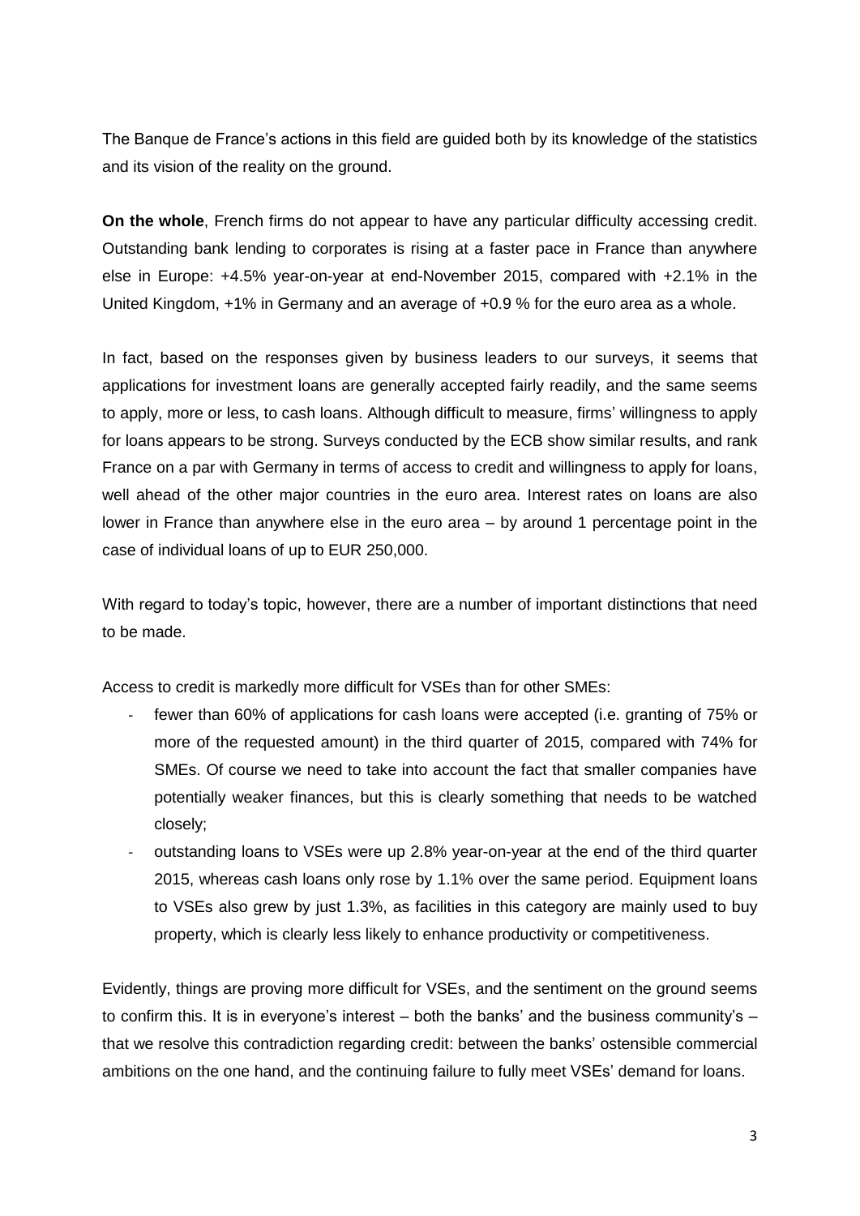The Banque de France's actions in this field are guided both by its knowledge of the statistics and its vision of the reality on the ground.

**On the whole**, French firms do not appear to have any particular difficulty accessing credit. Outstanding bank lending to corporates is rising at a faster pace in France than anywhere else in Europe: +4.5% year-on-year at end-November 2015, compared with +2.1% in the United Kingdom, +1% in Germany and an average of +0.9 % for the euro area as a whole.

In fact, based on the responses given by business leaders to our surveys, it seems that applications for investment loans are generally accepted fairly readily, and the same seems to apply, more or less, to cash loans. Although difficult to measure, firms' willingness to apply for loans appears to be strong. Surveys conducted by the ECB show similar results, and rank France on a par with Germany in terms of access to credit and willingness to apply for loans, well ahead of the other major countries in the euro area. Interest rates on loans are also lower in France than anywhere else in the euro area – by around 1 percentage point in the case of individual loans of up to EUR 250,000.

With regard to today's topic, however, there are a number of important distinctions that need to be made.

Access to credit is markedly more difficult for VSEs than for other SMEs:

- fewer than 60% of applications for cash loans were accepted (i.e. granting of 75% or more of the requested amount) in the third quarter of 2015, compared with 74% for SMEs. Of course we need to take into account the fact that smaller companies have potentially weaker finances, but this is clearly something that needs to be watched closely;
- outstanding loans to VSEs were up 2.8% year-on-year at the end of the third quarter 2015, whereas cash loans only rose by 1.1% over the same period. Equipment loans to VSEs also grew by just 1.3%, as facilities in this category are mainly used to buy property, which is clearly less likely to enhance productivity or competitiveness.

Evidently, things are proving more difficult for VSEs, and the sentiment on the ground seems to confirm this. It is in everyone's interest – both the banks' and the business community's – that we resolve this contradiction regarding credit: between the banks' ostensible commercial ambitions on the one hand, and the continuing failure to fully meet VSEs' demand for loans.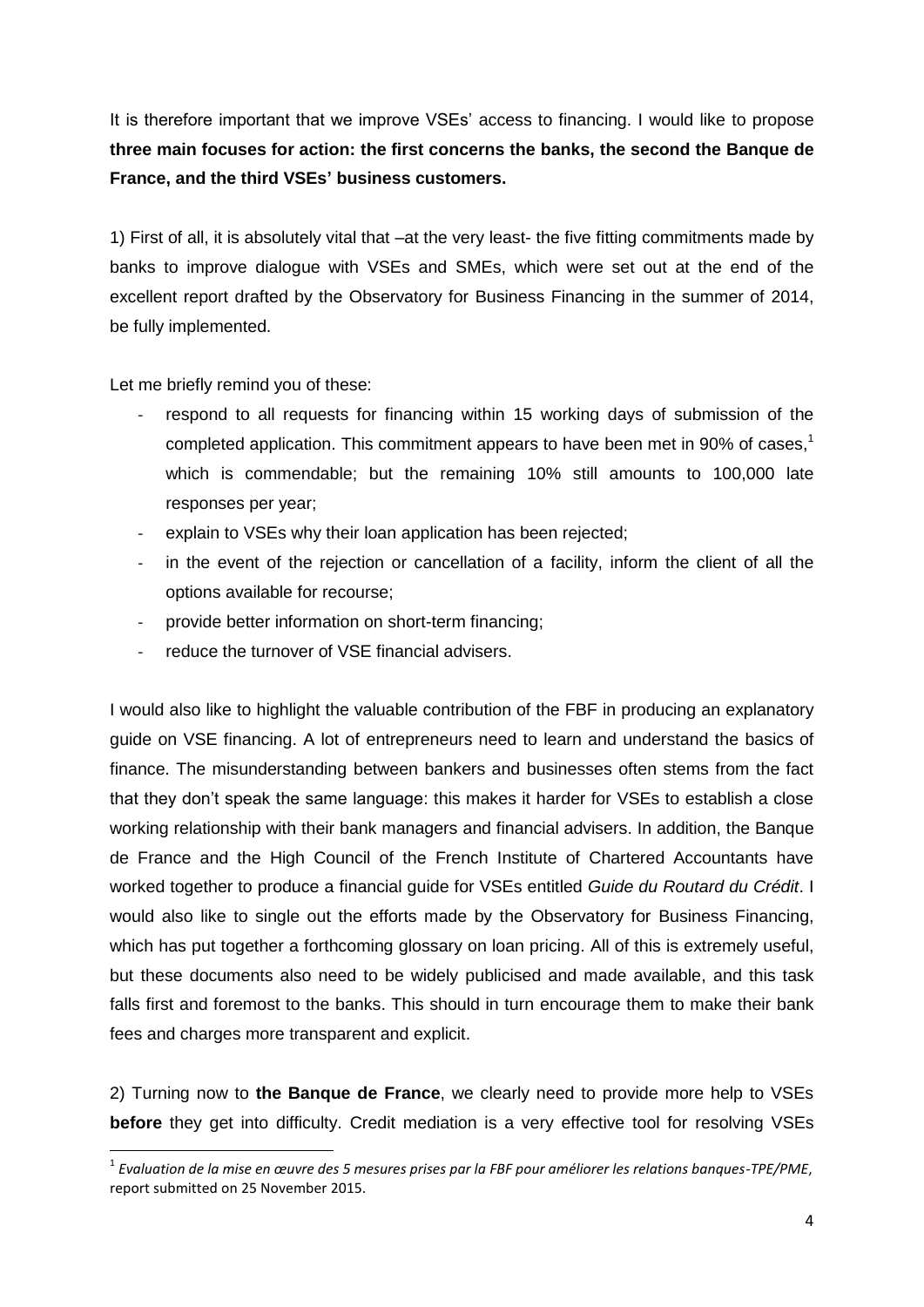It is therefore important that we improve VSEs' access to financing. I would like to propose **three main focuses for action: the first concerns the banks, the second the Banque de France, and the third VSEs' business customers.**

1) First of all, it is absolutely vital that –at the very least- the five fitting commitments made by banks to improve dialogue with VSEs and SMEs, which were set out at the end of the excellent report drafted by the Observatory for Business Financing in the summer of 2014, be fully implemented.

Let me briefly remind you of these:

- respond to all requests for financing within 15 working days of submission of the completed application. This commitment appears to have been met in 90% of cases,[1] which is commendable; but the remaining 10% still amounts to 100,000 late responses per year;
- explain to VSEs why their loan application has been rejected;
- in the event of the rejection or cancellation of a facility, inform the client of all the options available for recourse;
- provide better information on short-term financing;
- reduce the turnover of VSE financial advisers.

I would also like to highlight the valuable contribution of the FBF in producing an explanatory guide on VSE financing. A lot of entrepreneurs need to learn and understand the basics of finance. The misunderstanding between bankers and businesses often stems from the fact that they don't speak the same language: this makes it harder for VSEs to establish a close working relationship with their bank managers and financial advisers. In addition, the Banque de France and the High Council of the French Institute of Chartered Accountants have worked together to produce a financial guide for VSEs entitled *Guide du Routard du Crédit*. I would also like to single out the efforts made by the Observatory for Business Financing, which has put together a forthcoming glossary on loan pricing. All of this is extremely useful, but these documents also need to be widely publicised and made available, and this task falls first and foremost to the banks. This should in turn encourage them to make their bank fees and charges more transparent and explicit.

2) Turning now to **the Banque de France**, we clearly need to provide more help to VSEs **before** they get into difficulty. Credit mediation is a very effective tool for resolving VSEs

---

[1] *Evaluation de la mise en œuvre des 5 mesures prises par la FBF pour améliorer les relations banques-TPE/PME*, report submitted on 25 November 2015.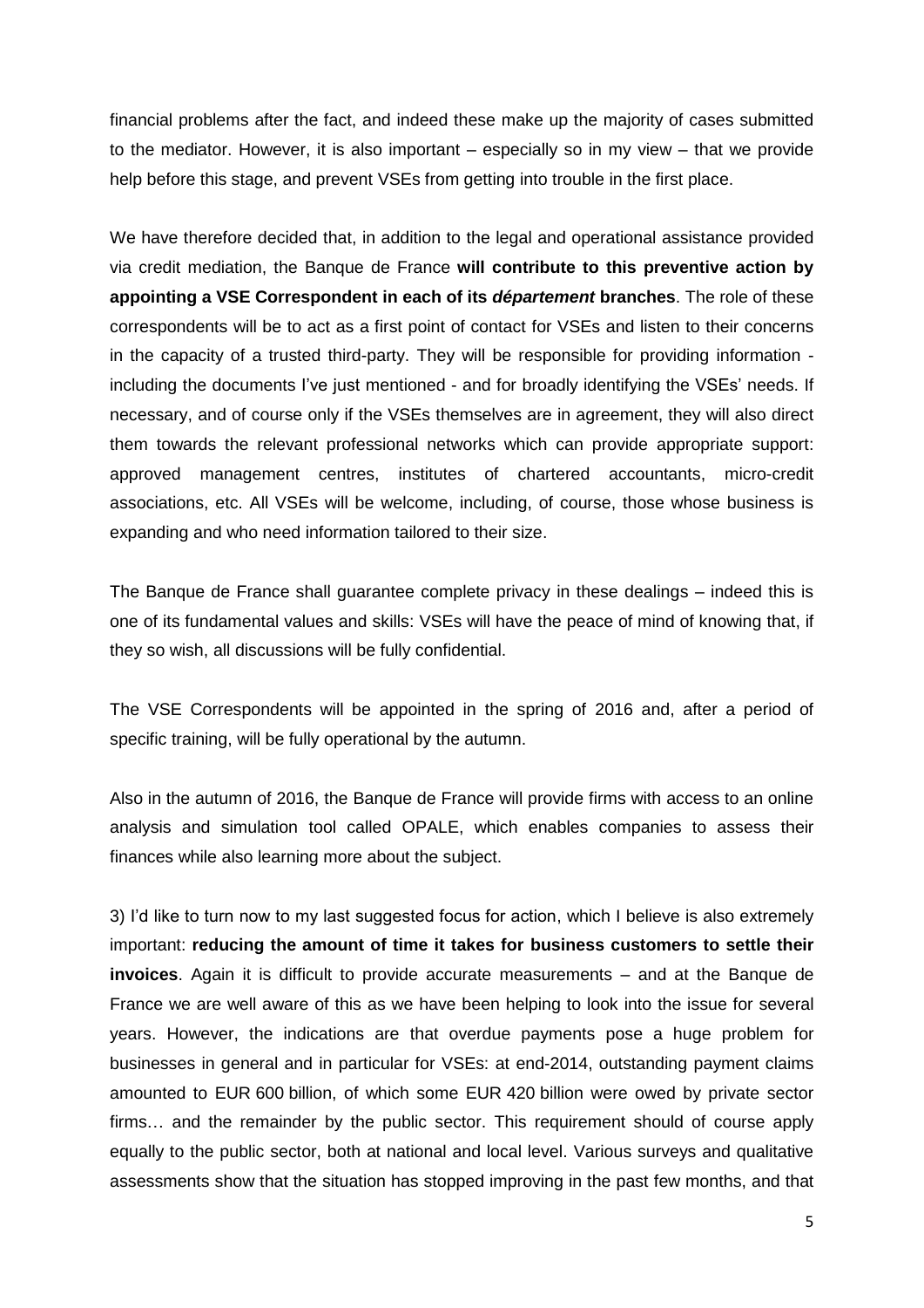financial problems after the fact, and indeed these make up the majority of cases submitted to the mediator. However, it is also important – especially so in my view – that we provide help before this stage, and prevent VSEs from getting into trouble in the first place.

We have therefore decided that, in addition to the legal and operational assistance provided via credit mediation, the Banque de France **will contribute to this preventive action by appointing a VSE Correspondent in each of its *département* branches**. The role of these correspondents will be to act as a first point of contact for VSEs and listen to their concerns in the capacity of a trusted third-party. They will be responsible for providing information - including the documents I've just mentioned - and for broadly identifying the VSEs' needs. If necessary, and of course only if the VSEs themselves are in agreement, they will also direct them towards the relevant professional networks which can provide appropriate support: approved management centres, institutes of chartered accountants, micro-credit associations, etc. All VSEs will be welcome, including, of course, those whose business is expanding and who need information tailored to their size.

The Banque de France shall guarantee complete privacy in these dealings – indeed this is one of its fundamental values and skills: VSEs will have the peace of mind of knowing that, if they so wish, all discussions will be fully confidential.

The VSE Correspondents will be appointed in the spring of 2016 and, after a period of specific training, will be fully operational by the autumn.

Also in the autumn of 2016, the Banque de France will provide firms with access to an online analysis and simulation tool called OPALE, which enables companies to assess their finances while also learning more about the subject.

3) I'd like to turn now to my last suggested focus for action, which I believe is also extremely important: **reducing the amount of time it takes for business customers to settle their invoices**. Again it is difficult to provide accurate measurements – and at the Banque de France we are well aware of this as we have been helping to look into the issue for several years. However, the indications are that overdue payments pose a huge problem for businesses in general and in particular for VSEs: at end-2014, outstanding payment claims amounted to EUR 600 billion, of which some EUR 420 billion were owed by private sector firms… and the remainder by the public sector. This requirement should of course apply equally to the public sector, both at national and local level. Various surveys and qualitative assessments show that the situation has stopped improving in the past few months, and that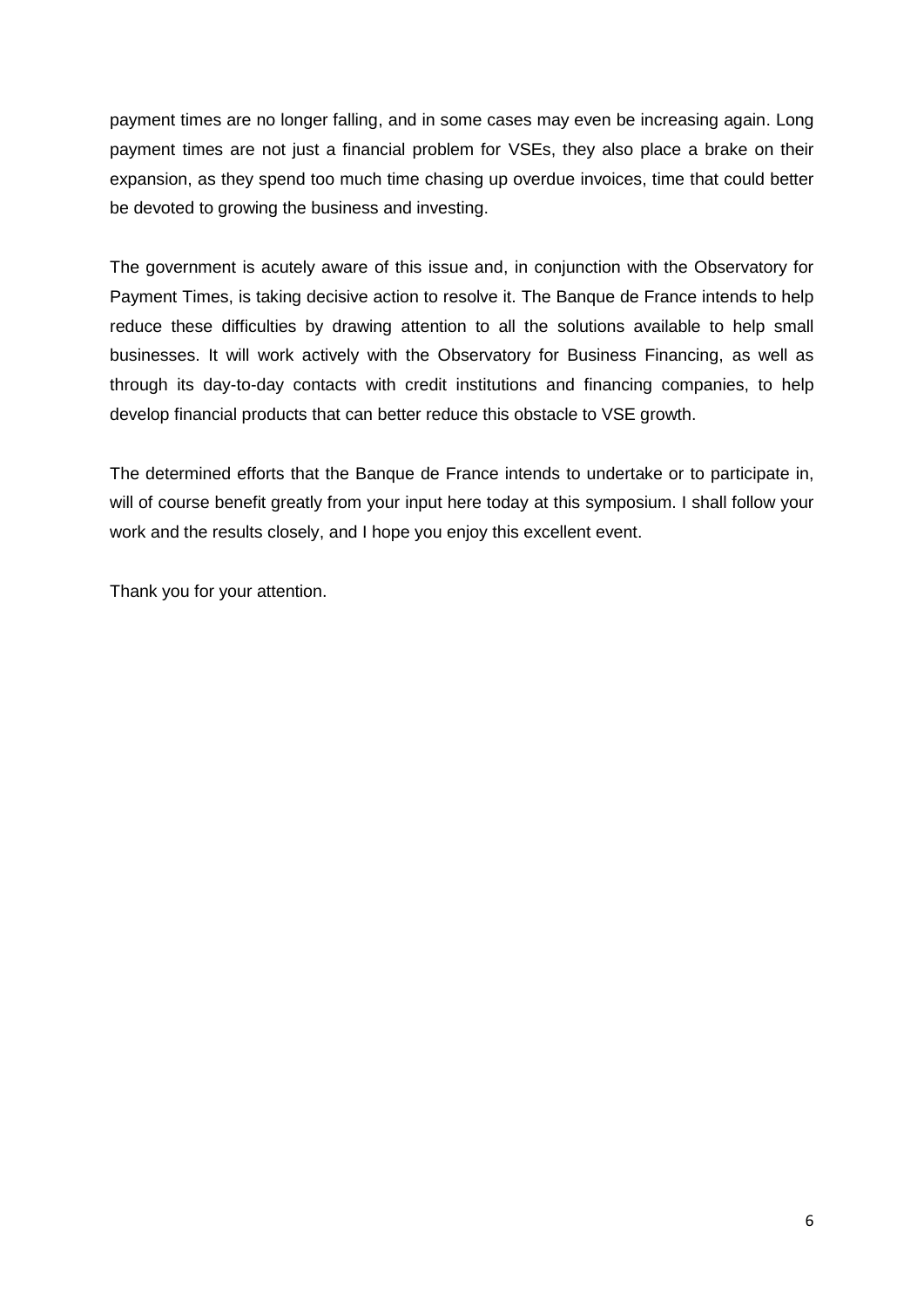payment times are no longer falling, and in some cases may even be increasing again. Long payment times are not just a financial problem for VSEs, they also place a brake on their expansion, as they spend too much time chasing up overdue invoices, time that could better be devoted to growing the business and investing.

The government is acutely aware of this issue and, in conjunction with the Observatory for Payment Times, is taking decisive action to resolve it. The Banque de France intends to help reduce these difficulties by drawing attention to all the solutions available to help small businesses. It will work actively with the Observatory for Business Financing, as well as through its day-to-day contacts with credit institutions and financing companies, to help develop financial products that can better reduce this obstacle to VSE growth.

The determined efforts that the Banque de France intends to undertake or to participate in, will of course benefit greatly from your input here today at this symposium. I shall follow your work and the results closely, and I hope you enjoy this excellent event.

Thank you for your attention.